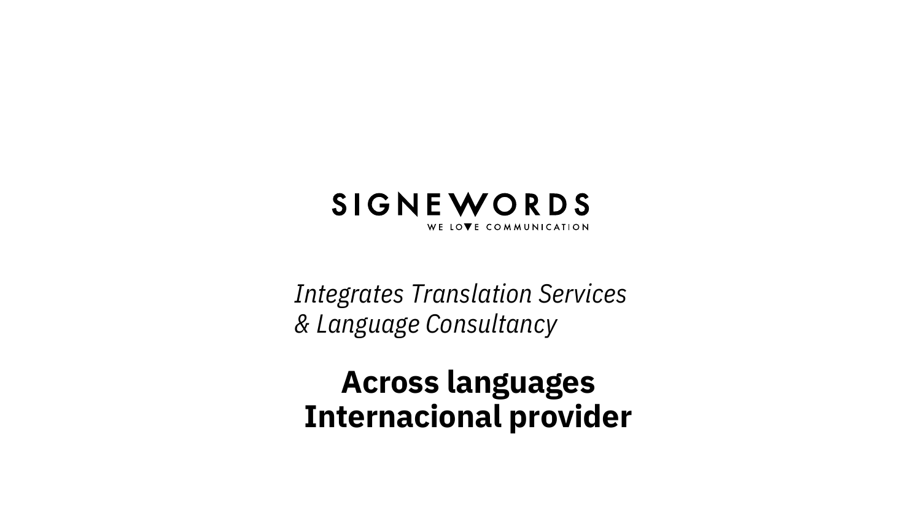# SIGNEWORDS

WE LOVE COMMUNICATION

*Integrates Translation Services*
*& Language Consultancy*

**Across languages**
**Internacional provider**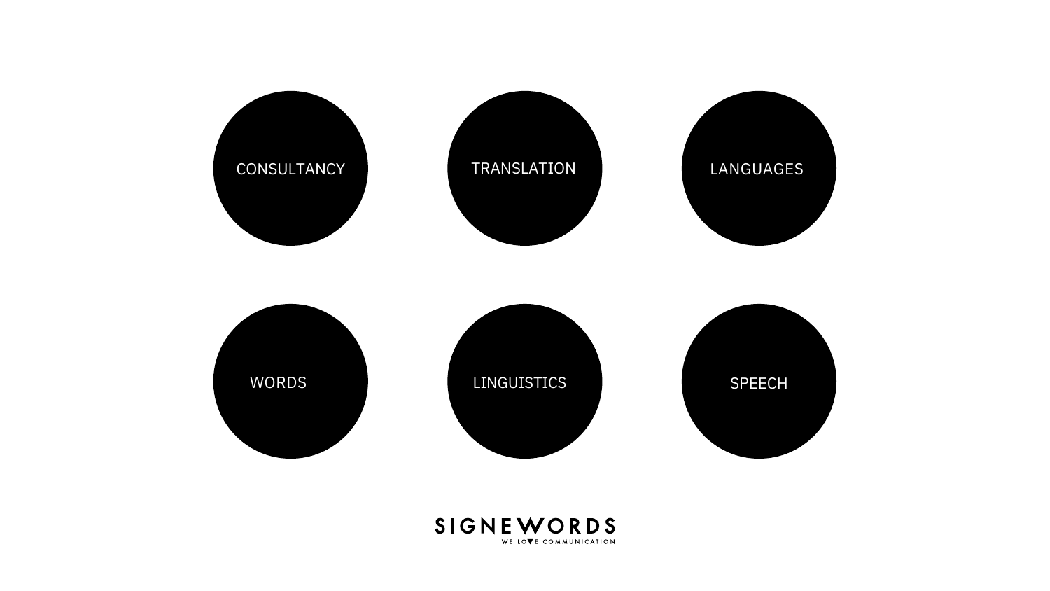CONSULTANCY

TRANSLATION

LANGUAGES

WORDS

LINGUISTICS

SPEECH

SIGNEWORDS

WE LOVE COMMUNICATION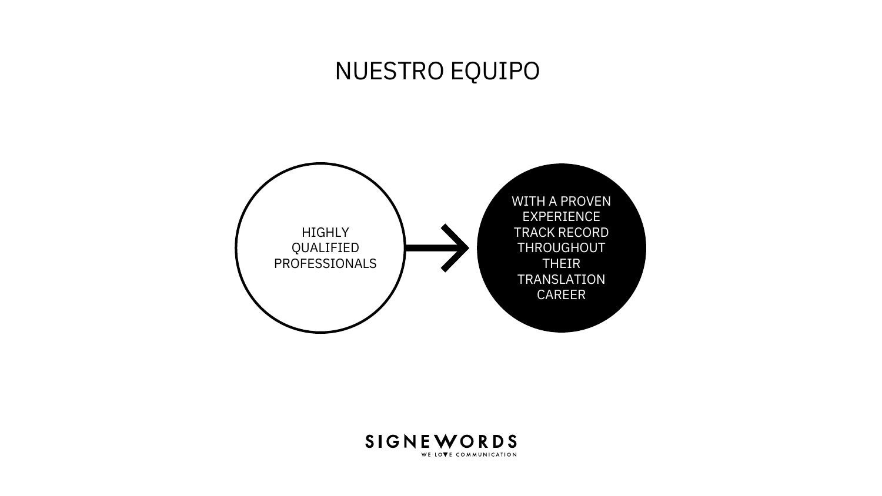# NUESTRO EQUIPO

HIGHLY QUALIFIED PROFESSIONALS

→

WITH A PROVEN EXPERIENCE TRACK RECORD THROUGHOUT THEIR TRANSLATION CAREER

SIGNEWORDS

WE LOVE COMMUNICATION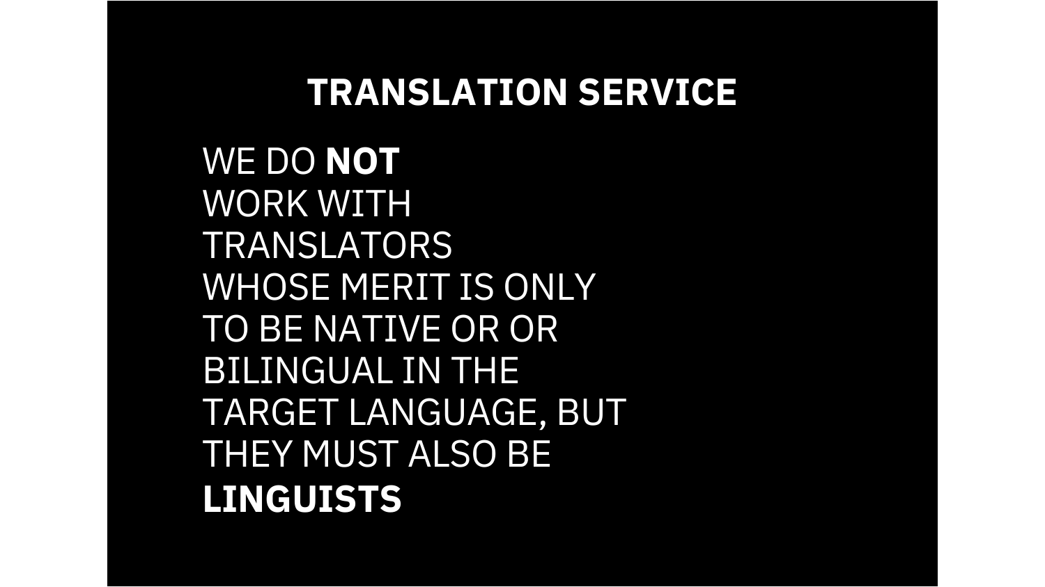# TRANSLATION SERVICE

WE DO **NOT** WORK WITH TRANSLATORS WHOSE MERIT IS ONLY TO BE NATIVE OR OR BILINGUAL IN THE TARGET LANGUAGE, BUT THEY MUST ALSO BE **LINGUISTS**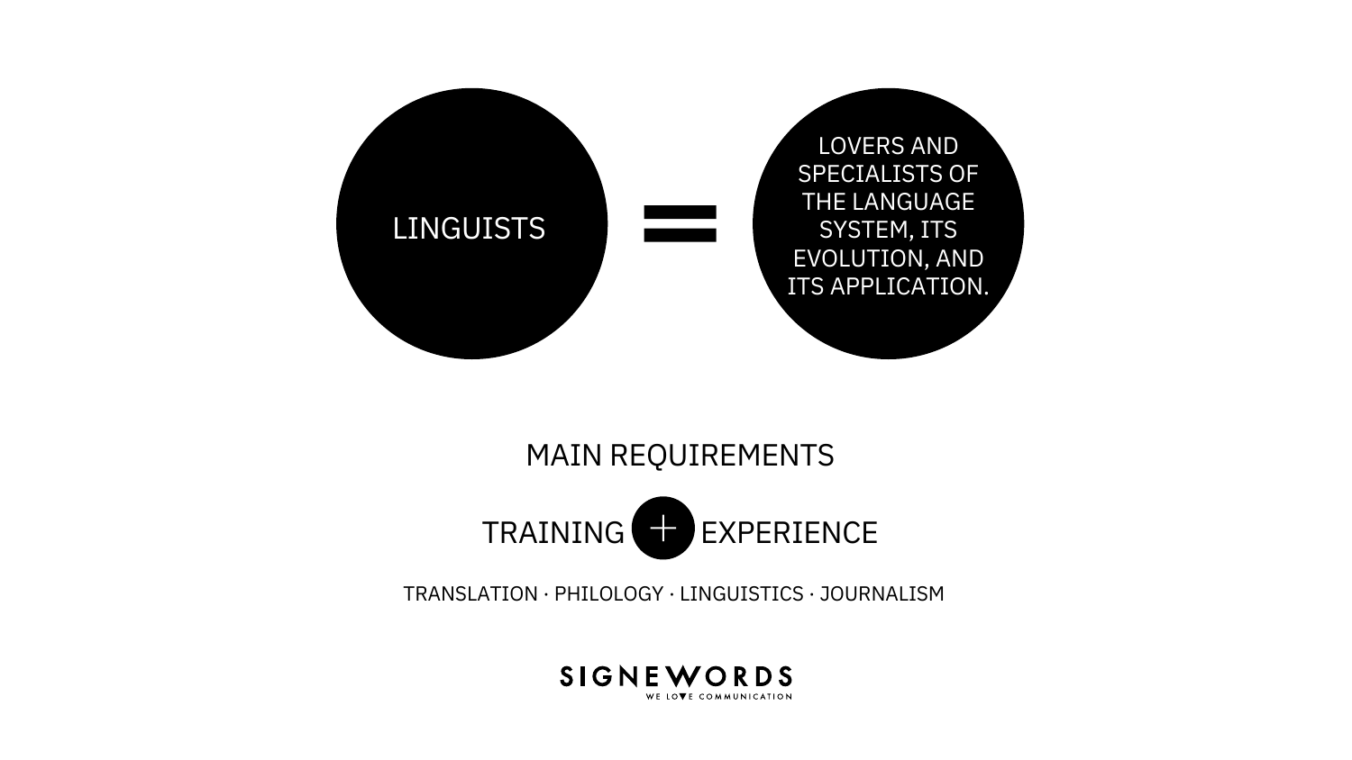LINGUISTS = LOVERS AND SPECIALISTS OF THE LANGUAGE SYSTEM, ITS EVOLUTION, AND ITS APPLICATION.

## MAIN REQUIREMENTS

TRAINING + EXPERIENCE

TRANSLATION · PHILOLOGY · LINGUISTICS · JOURNALISM

SIGNEWORDS
WE LOVE COMMUNICATION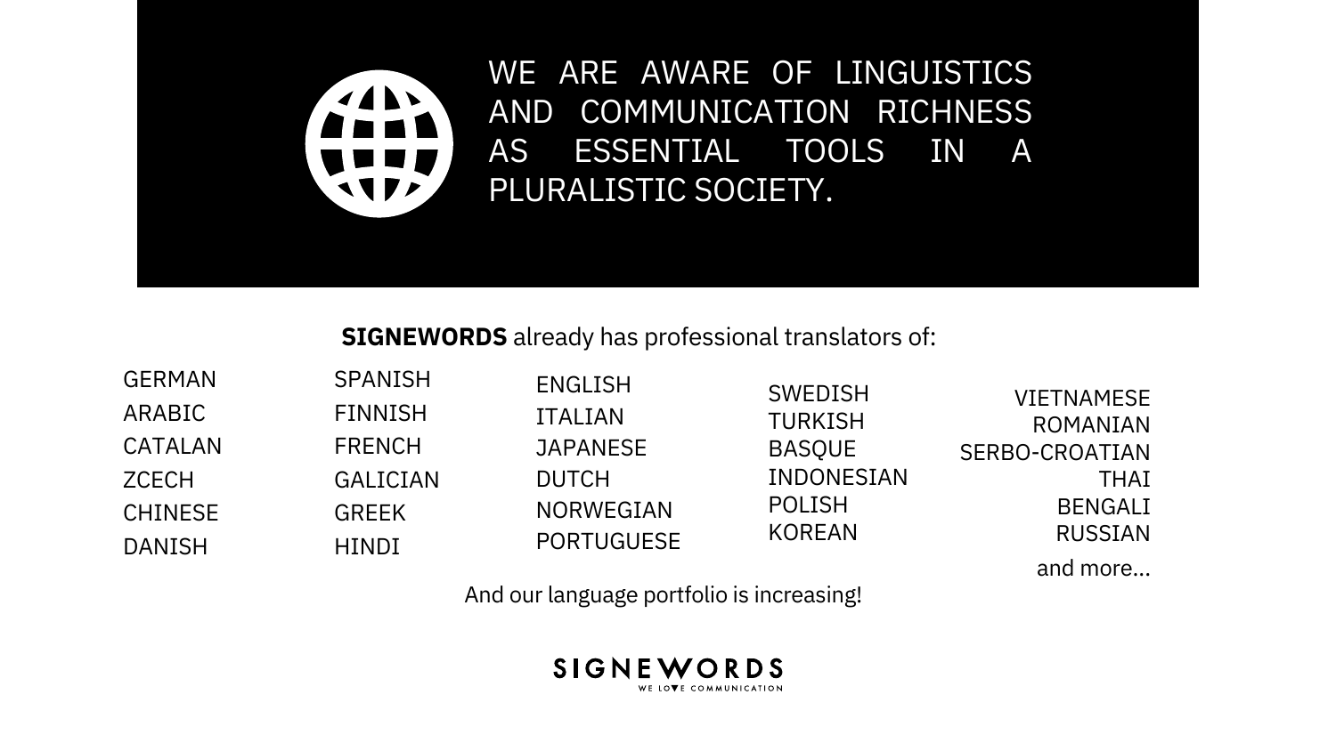WE ARE AWARE OF LINGUISTICS AND COMMUNICATION RICHNESS AS ESSENTIAL TOOLS IN A PLURALISTIC SOCIETY.

**SIGNEWORDS** already has professional translators of:

- GERMAN
- ARABIC
- CATALAN
- ZCECH
- CHINESE
- DANISH
- SPANISH
- FINNISH
- FRENCH
- GALICIAN
- GREEK
- HINDI
- ENGLISH
- ITALIAN
- JAPANESE
- DUTCH
- NORWEGIAN
- PORTUGUESE
- SWEDISH
- TURKISH
- BASQUE
- INDONESIAN
- POLISH
- KOREAN
- VIETNAMESE
- ROMANIAN
- SERBO-CROATIAN
- THAI
- BENGALI
- RUSSIAN

and more...

And our language portfolio is increasing!

SIGNEWORDS

WE LOVE COMMUNICATION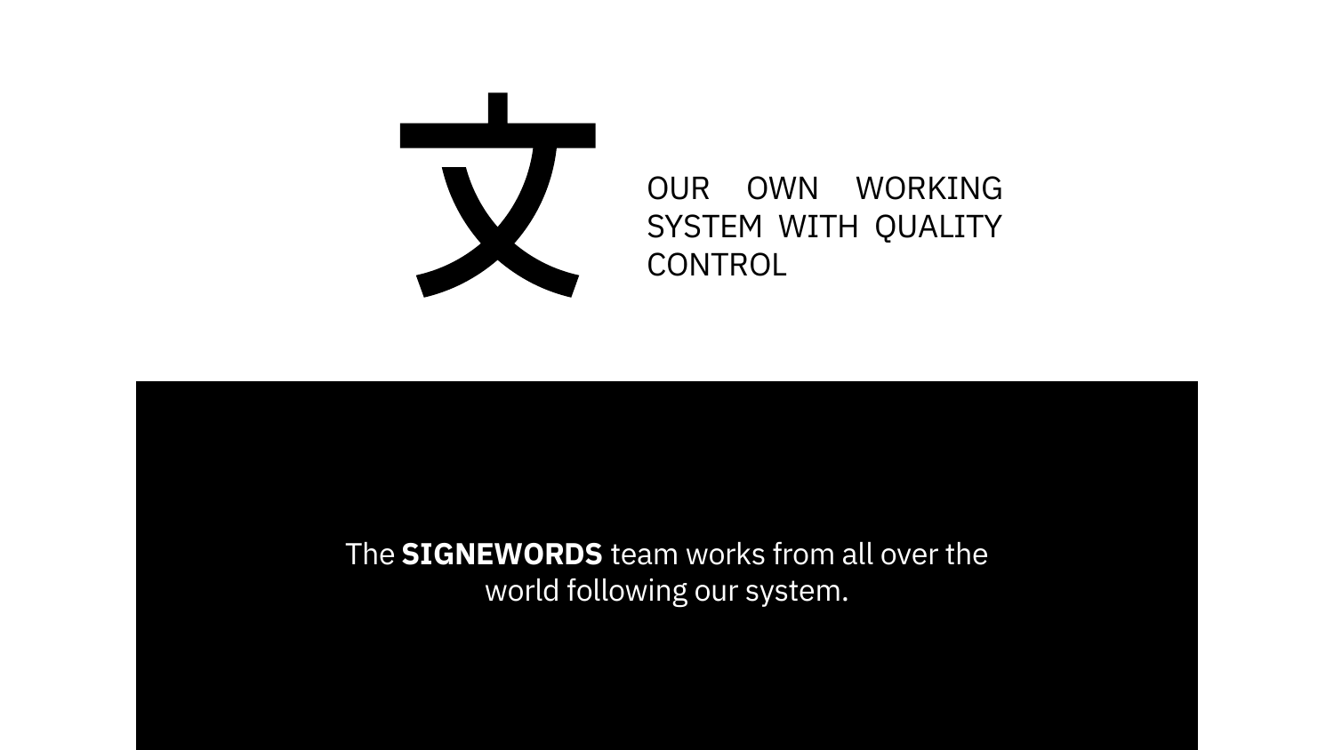文

## OUR OWN WORKING SYSTEM WITH QUALITY CONTROL

The **SIGNEWORDS** team works from all over the world following our system.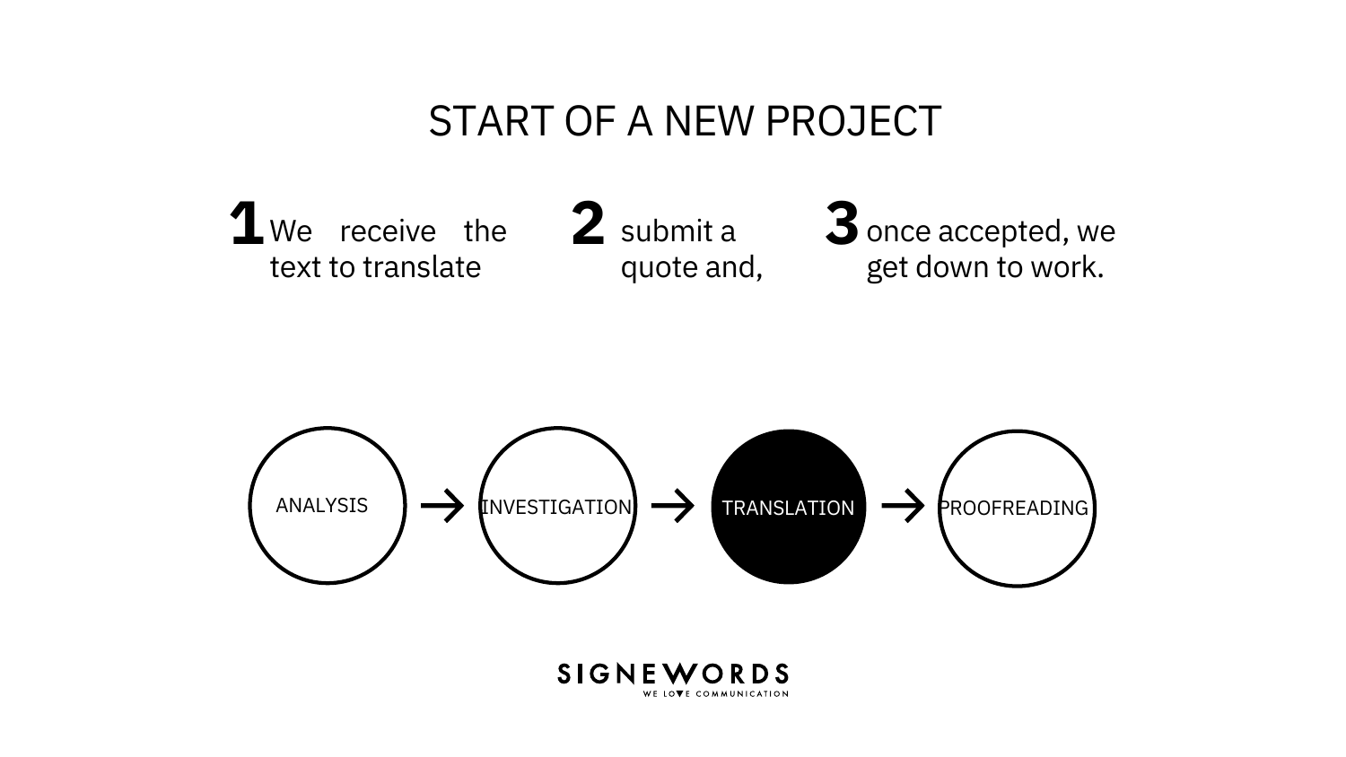# START OF A NEW PROJECT

**1** We receive the text to translate

**2** submit a quote and,

**3** once accepted, we get down to work.

ANALYSIS → INVESTIGATION → TRANSLATION → PROOFREADING

SIGNEWORDS
WE LOVE COMMUNICATION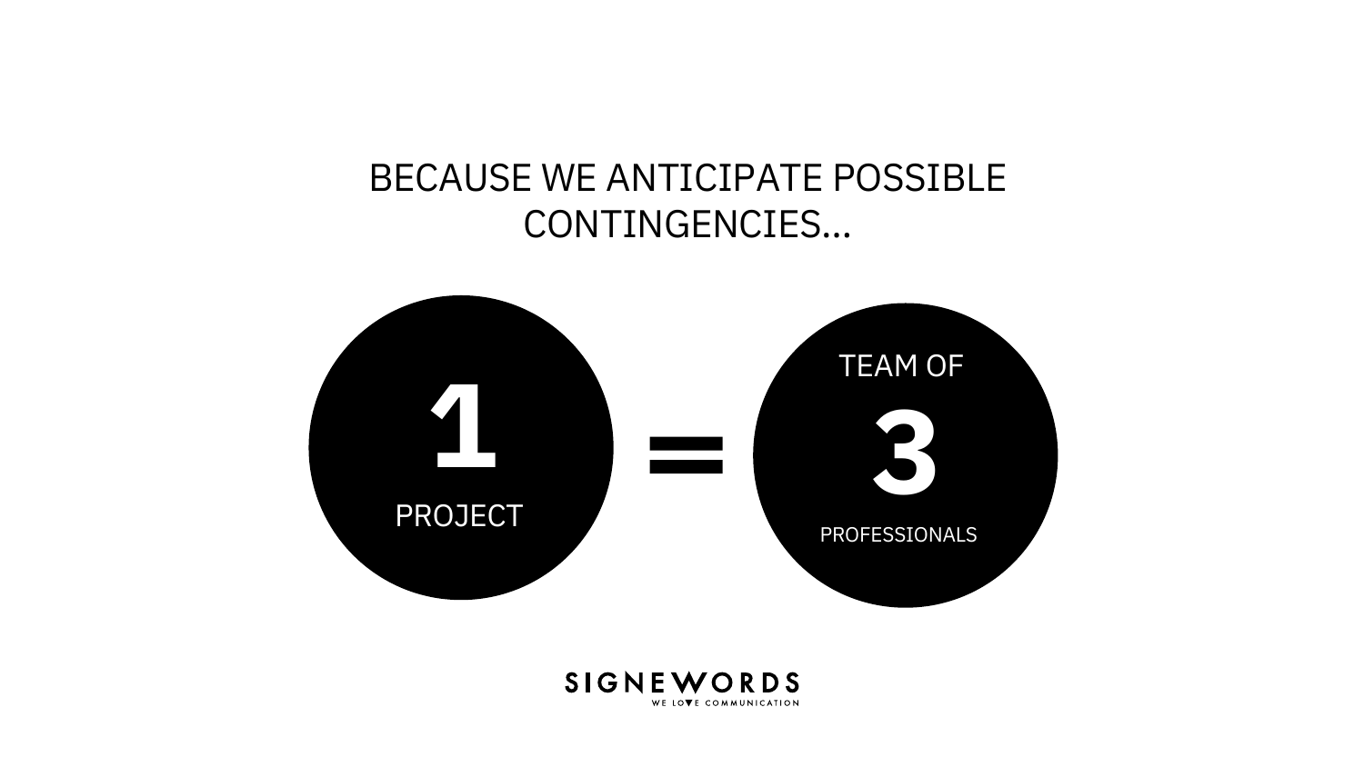BECAUSE WE ANTICIPATE POSSIBLE CONTINGENCIES...

**1**
PROJECT

**=**

TEAM OF
**3**
PROFESSIONALS

SIGNEWORDS
WE LOVE COMMUNICATION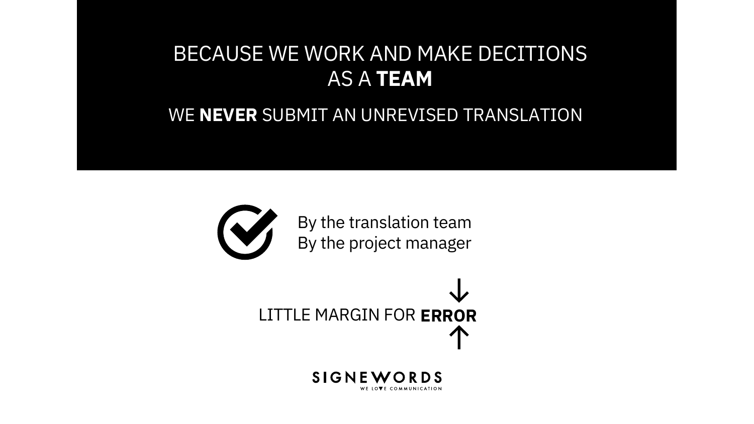# BECAUSE WE WORK AND MAKE DECITIONS AS A **TEAM**

WE **NEVER** SUBMIT AN UNREVISED TRANSLATION

By the translation team
By the project manager

LITTLE MARGIN FOR **ERROR**

SIGNEWORDS
WE LOVE COMMUNICATION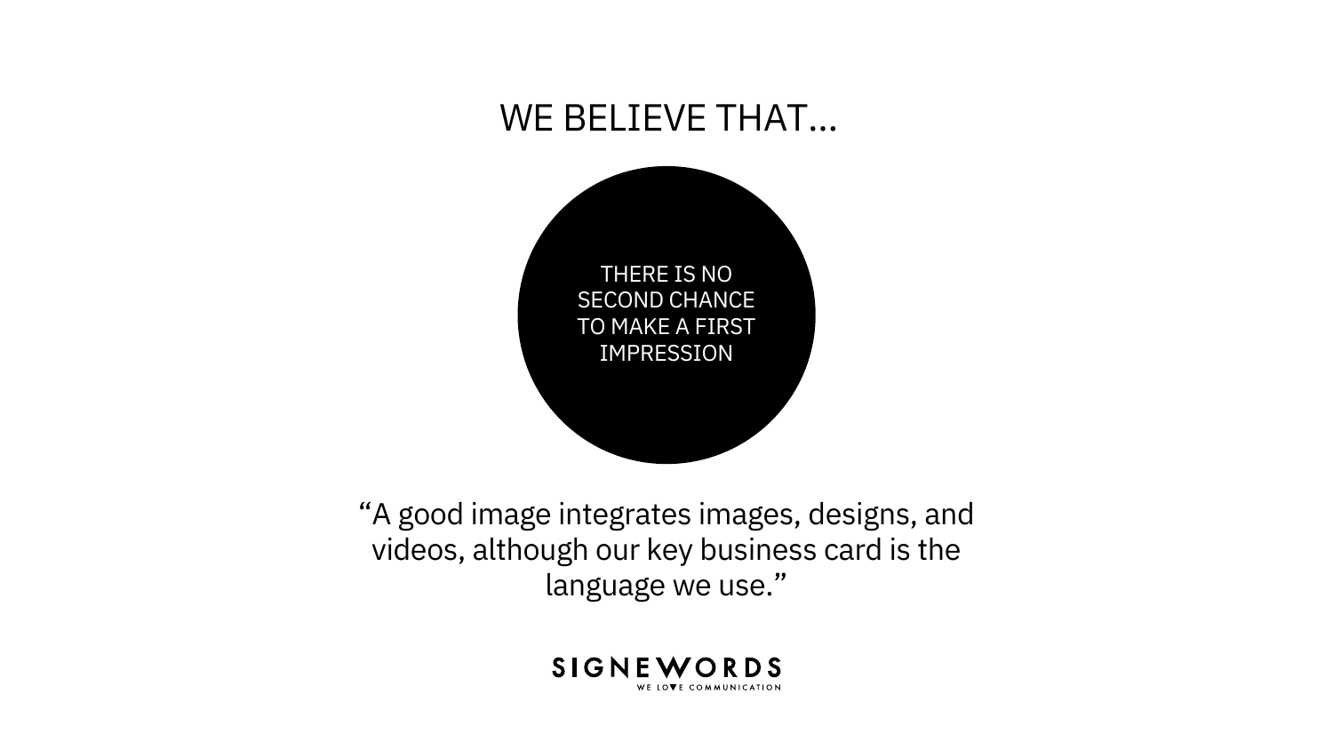# WE BELIEVE THAT...

THERE IS NO SECOND CHANCE TO MAKE A FIRST IMPRESSION

“A good image integrates images, designs, and videos, although our key business card is the language we use.”

SIGNEWORDS

WE LOVE COMMUNICATION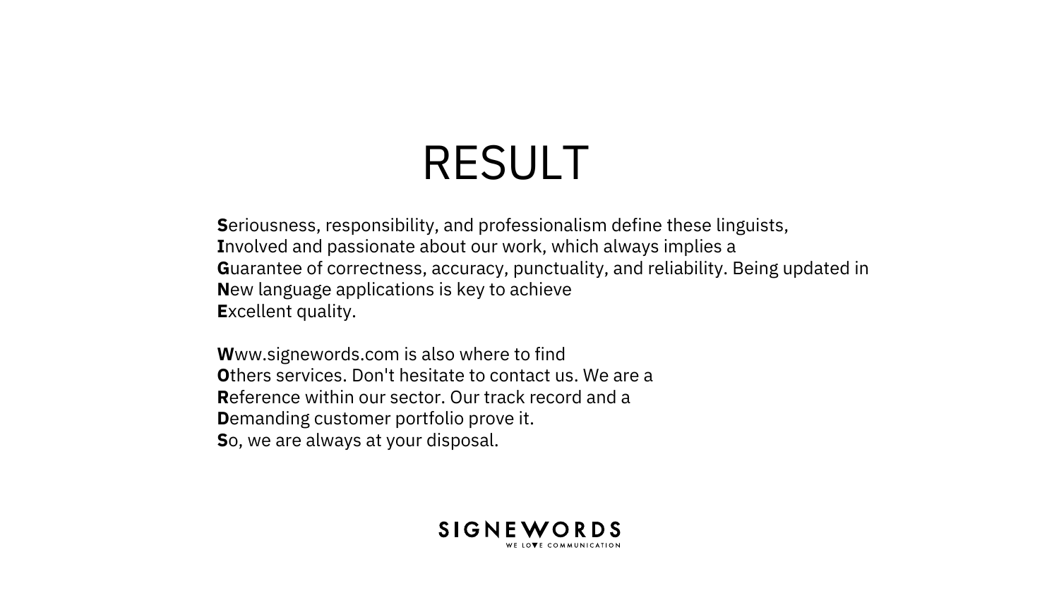# RESULT

**S**eriousness, responsibility, and professionalism define these linguists,  
**I**nvolved and passionate about our work, which always implies a  
**G**uarantee of correctness, accuracy, punctuality, and reliability. Being updated in  
**N**ew language applications is key to achieve  
**E**xcellent quality.

**W**ww.signewords.com is also where to find  
**O**thers services. Don't hesitate to contact us. We are a  
**R**eference within our sector. Our track record and a  
**D**emanding customer portfolio prove it.  
**S**o, we are always at your disposal.

SIGNEWORDS  
WE LOVE COMMUNICATION